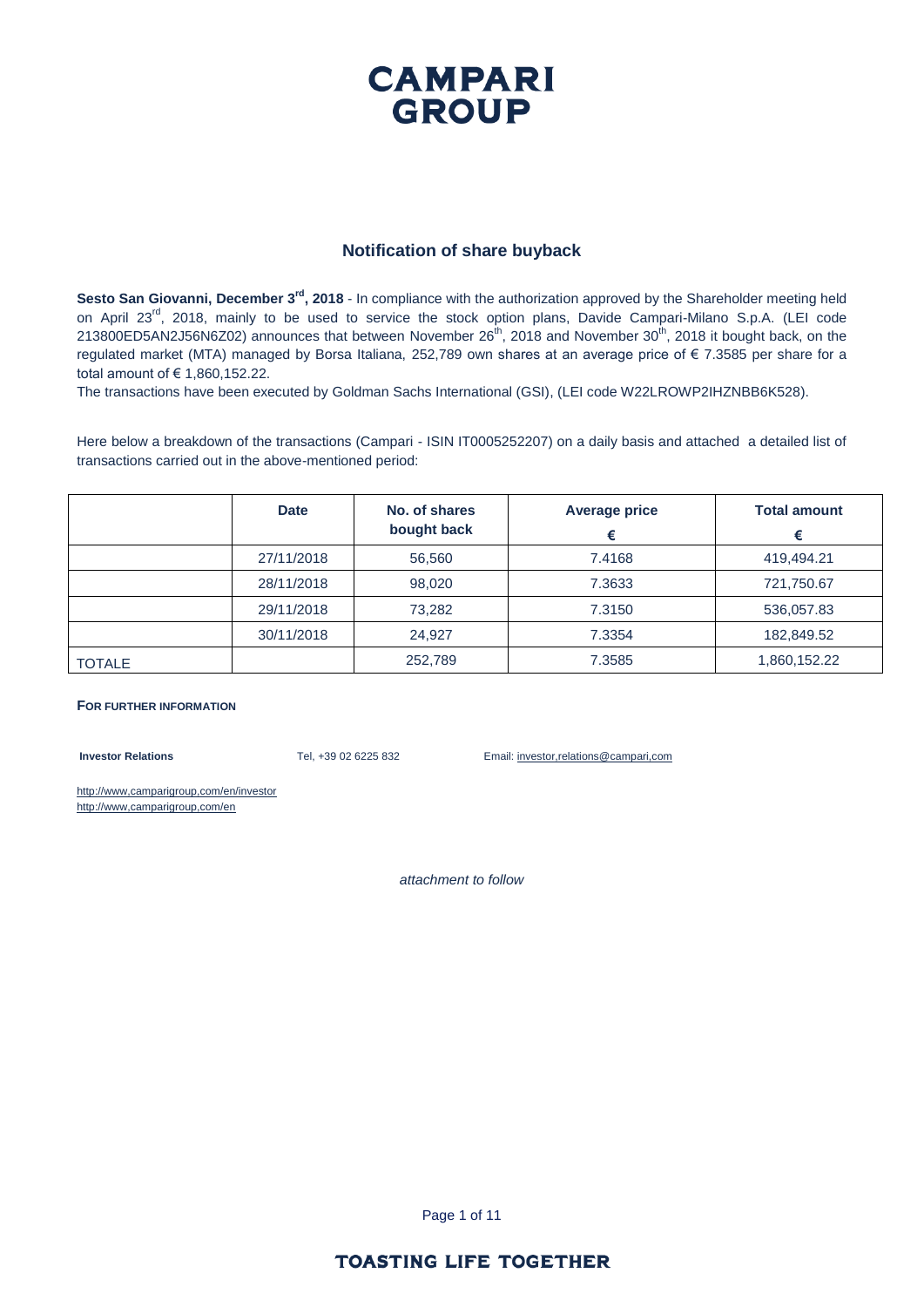# CAMPARI GROUP

## Notification of share buyback

**Sesto San Giovanni, December 3rd, 2018** - In compliance with the authorization approved by the Shareholder meeting held on April 23rd, 2018, mainly to be used to service the stock option plans, Davide Campari-Milano S.p.A. (LEI code 213800ED5AN2J56N6Z02) announces that between November 26th, 2018 and November 30th, 2018 it bought back, on the regulated market (MTA) managed by Borsa Italiana, 252,789 own shares at an average price of € 7.3585 per share for a total amount of € 1,860,152.22.

The transactions have been executed by Goldman Sachs International (GSI), (LEI code W22LROWP2IHZNBB6K528).

Here below a breakdown of the transactions (Campari - ISIN IT0005252207) on a daily basis and attached a detailed list of transactions carried out in the above-mentioned period:

| | Date | No. of shares bought back | Average price € | Total amount € |
|---|---|---|---|---|
| | 27/11/2018 | 56,560 | 7.4168 | 419,494.21 |
| | 28/11/2018 | 98,020 | 7.3633 | 721,750.67 |
| | 29/11/2018 | 73,282 | 7.3150 | 536,057.83 |
| | 30/11/2018 | 24,927 | 7.3354 | 182,849.52 |
| TOTALE | | 252,789 | 7.3585 | 1,860,152.22 |

**FOR FURTHER INFORMATION**

**Investor Relations** Tel, +39 02 6225 832 Email: investor,relations@campari,com

http://www,camparigroup,com/en/investor
http://www,camparigroup,com/en

*attachment to follow*

**TOASTING LIFE TOGETHER**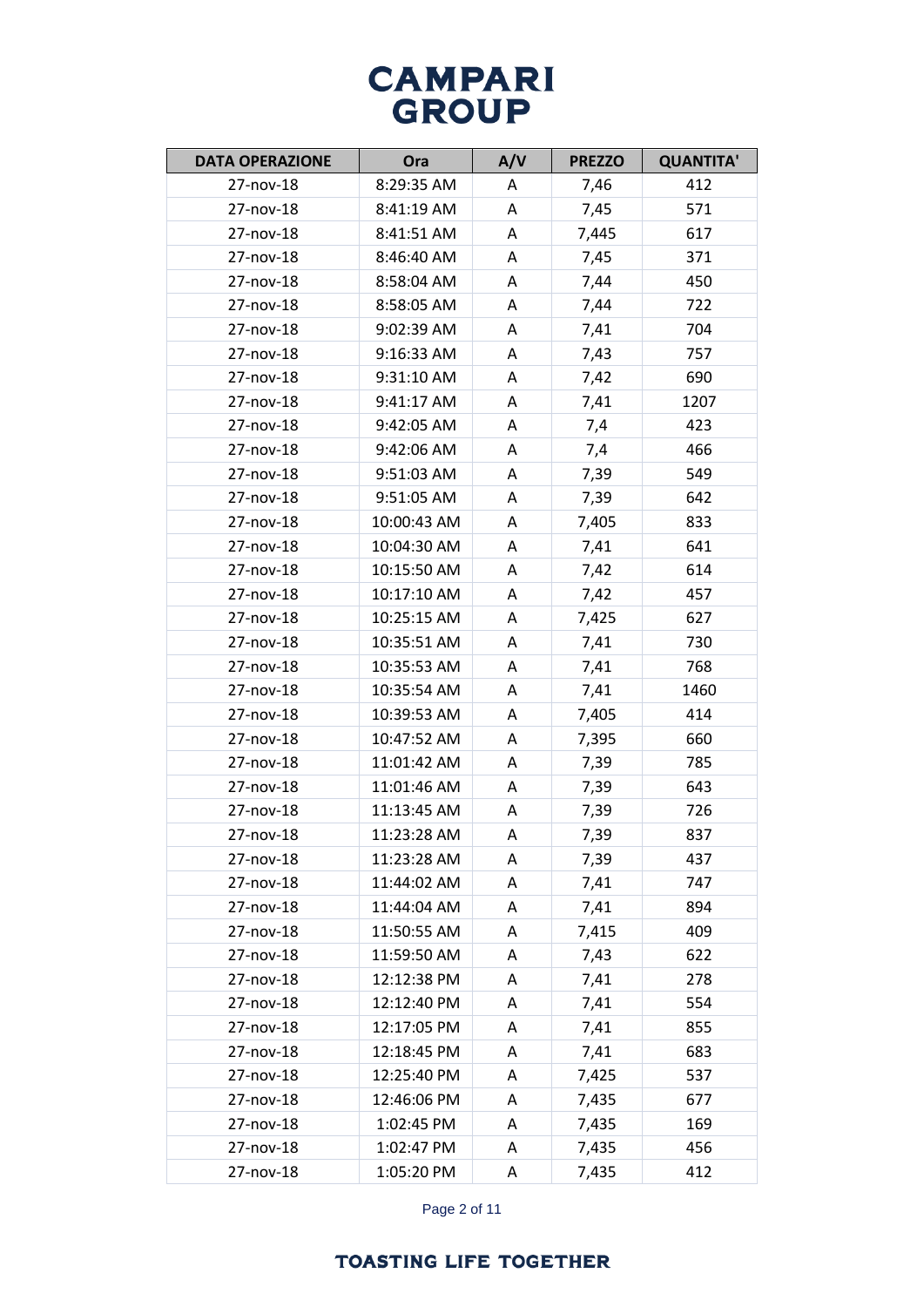| DATA OPERAZIONE | Ora | A/V | PREZZO | QUANTITA' |
|---|---|---|---|---|
| 27-nov-18 | 8:29:35 AM | A | 7,46 | 412 |
| 27-nov-18 | 8:41:19 AM | A | 7,45 | 571 |
| 27-nov-18 | 8:41:51 AM | A | 7,445 | 617 |
| 27-nov-18 | 8:46:40 AM | A | 7,45 | 371 |
| 27-nov-18 | 8:58:04 AM | A | 7,44 | 450 |
| 27-nov-18 | 8:58:05 AM | A | 7,44 | 722 |
| 27-nov-18 | 9:02:39 AM | A | 7,41 | 704 |
| 27-nov-18 | 9:16:33 AM | A | 7,43 | 757 |
| 27-nov-18 | 9:31:10 AM | A | 7,42 | 690 |
| 27-nov-18 | 9:41:17 AM | A | 7,41 | 1207 |
| 27-nov-18 | 9:42:05 AM | A | 7,4 | 423 |
| 27-nov-18 | 9:42:06 AM | A | 7,4 | 466 |
| 27-nov-18 | 9:51:03 AM | A | 7,39 | 549 |
| 27-nov-18 | 9:51:05 AM | A | 7,39 | 642 |
| 27-nov-18 | 10:00:43 AM | A | 7,405 | 833 |
| 27-nov-18 | 10:04:30 AM | A | 7,41 | 641 |
| 27-nov-18 | 10:15:50 AM | A | 7,42 | 614 |
| 27-nov-18 | 10:17:10 AM | A | 7,42 | 457 |
| 27-nov-18 | 10:25:15 AM | A | 7,425 | 627 |
| 27-nov-18 | 10:35:51 AM | A | 7,41 | 730 |
| 27-nov-18 | 10:35:53 AM | A | 7,41 | 768 |
| 27-nov-18 | 10:35:54 AM | A | 7,41 | 1460 |
| 27-nov-18 | 10:39:53 AM | A | 7,405 | 414 |
| 27-nov-18 | 10:47:52 AM | A | 7,395 | 660 |
| 27-nov-18 | 11:01:42 AM | A | 7,39 | 785 |
| 27-nov-18 | 11:01:46 AM | A | 7,39 | 643 |
| 27-nov-18 | 11:13:45 AM | A | 7,39 | 726 |
| 27-nov-18 | 11:23:28 AM | A | 7,39 | 837 |
| 27-nov-18 | 11:23:28 AM | A | 7,39 | 437 |
| 27-nov-18 | 11:44:02 AM | A | 7,41 | 747 |
| 27-nov-18 | 11:44:04 AM | A | 7,41 | 894 |
| 27-nov-18 | 11:50:55 AM | A | 7,415 | 409 |
| 27-nov-18 | 11:59:50 AM | A | 7,43 | 622 |
| 27-nov-18 | 12:12:38 PM | A | 7,41 | 278 |
| 27-nov-18 | 12:12:40 PM | A | 7,41 | 554 |
| 27-nov-18 | 12:17:05 PM | A | 7,41 | 855 |
| 27-nov-18 | 12:18:45 PM | A | 7,41 | 683 |
| 27-nov-18 | 12:25:40 PM | A | 7,425 | 537 |
| 27-nov-18 | 12:46:06 PM | A | 7,435 | 677 |
| 27-nov-18 | 1:02:45 PM | A | 7,435 | 169 |
| 27-nov-18 | 1:02:47 PM | A | 7,435 | 456 |
| 27-nov-18 | 1:05:20 PM | A | 7,435 | 412 |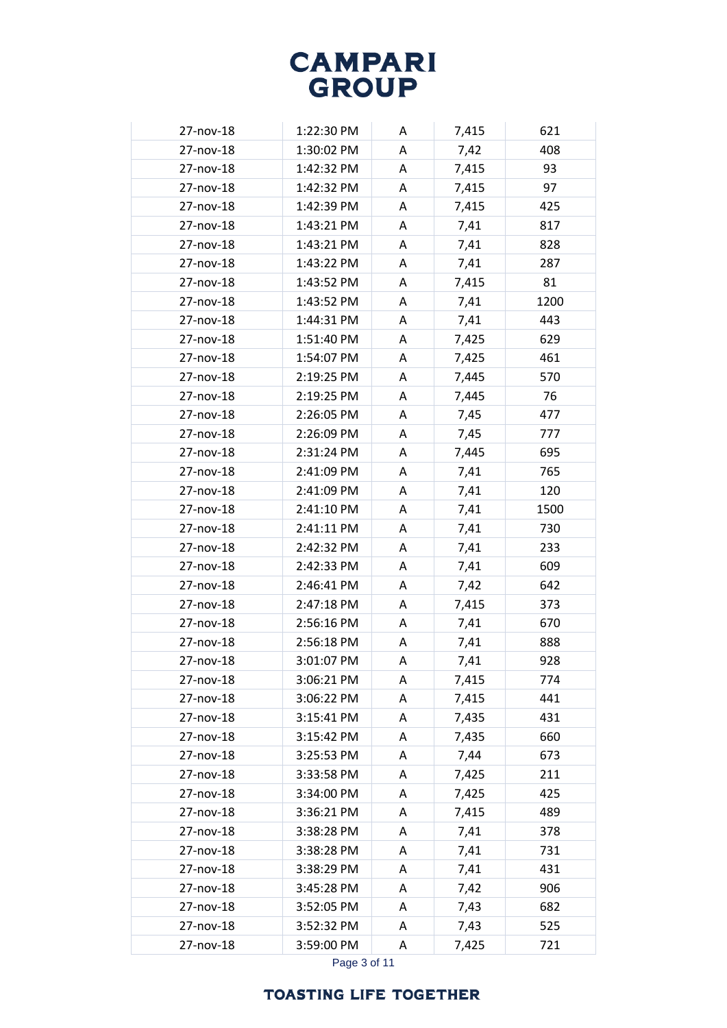| 27-nov-18 | 1:22:30 PM | A | 7,415 | 621 |
|---|---|---|---|---|
| 27-nov-18 | 1:30:02 PM | A | 7,42 | 408 |
| 27-nov-18 | 1:42:32 PM | A | 7,415 | 93 |
| 27-nov-18 | 1:42:32 PM | A | 7,415 | 97 |
| 27-nov-18 | 1:42:39 PM | A | 7,415 | 425 |
| 27-nov-18 | 1:43:21 PM | A | 7,41 | 817 |
| 27-nov-18 | 1:43:21 PM | A | 7,41 | 828 |
| 27-nov-18 | 1:43:22 PM | A | 7,41 | 287 |
| 27-nov-18 | 1:43:52 PM | A | 7,415 | 81 |
| 27-nov-18 | 1:43:52 PM | A | 7,41 | 1200 |
| 27-nov-18 | 1:44:31 PM | A | 7,41 | 443 |
| 27-nov-18 | 1:51:40 PM | A | 7,425 | 629 |
| 27-nov-18 | 1:54:07 PM | A | 7,425 | 461 |
| 27-nov-18 | 2:19:25 PM | A | 7,445 | 570 |
| 27-nov-18 | 2:19:25 PM | A | 7,445 | 76 |
| 27-nov-18 | 2:26:05 PM | A | 7,45 | 477 |
| 27-nov-18 | 2:26:09 PM | A | 7,45 | 777 |
| 27-nov-18 | 2:31:24 PM | A | 7,445 | 695 |
| 27-nov-18 | 2:41:09 PM | A | 7,41 | 765 |
| 27-nov-18 | 2:41:09 PM | A | 7,41 | 120 |
| 27-nov-18 | 2:41:10 PM | A | 7,41 | 1500 |
| 27-nov-18 | 2:41:11 PM | A | 7,41 | 730 |
| 27-nov-18 | 2:42:32 PM | A | 7,41 | 233 |
| 27-nov-18 | 2:42:33 PM | A | 7,41 | 609 |
| 27-nov-18 | 2:46:41 PM | A | 7,42 | 642 |
| 27-nov-18 | 2:47:18 PM | A | 7,415 | 373 |
| 27-nov-18 | 2:56:16 PM | A | 7,41 | 670 |
| 27-nov-18 | 2:56:18 PM | A | 7,41 | 888 |
| 27-nov-18 | 3:01:07 PM | A | 7,41 | 928 |
| 27-nov-18 | 3:06:21 PM | A | 7,415 | 774 |
| 27-nov-18 | 3:06:22 PM | A | 7,415 | 441 |
| 27-nov-18 | 3:15:41 PM | A | 7,435 | 431 |
| 27-nov-18 | 3:15:42 PM | A | 7,435 | 660 |
| 27-nov-18 | 3:25:53 PM | A | 7,44 | 673 |
| 27-nov-18 | 3:33:58 PM | A | 7,425 | 211 |
| 27-nov-18 | 3:34:00 PM | A | 7,425 | 425 |
| 27-nov-18 | 3:36:21 PM | A | 7,415 | 489 |
| 27-nov-18 | 3:38:28 PM | A | 7,41 | 378 |
| 27-nov-18 | 3:38:28 PM | A | 7,41 | 731 |
| 27-nov-18 | 3:38:29 PM | A | 7,41 | 431 |
| 27-nov-18 | 3:45:28 PM | A | 7,42 | 906 |
| 27-nov-18 | 3:52:05 PM | A | 7,43 | 682 |
| 27-nov-18 | 3:52:32 PM | A | 7,43 | 525 |
| 27-nov-18 | 3:59:00 PM | A | 7,425 | 721 |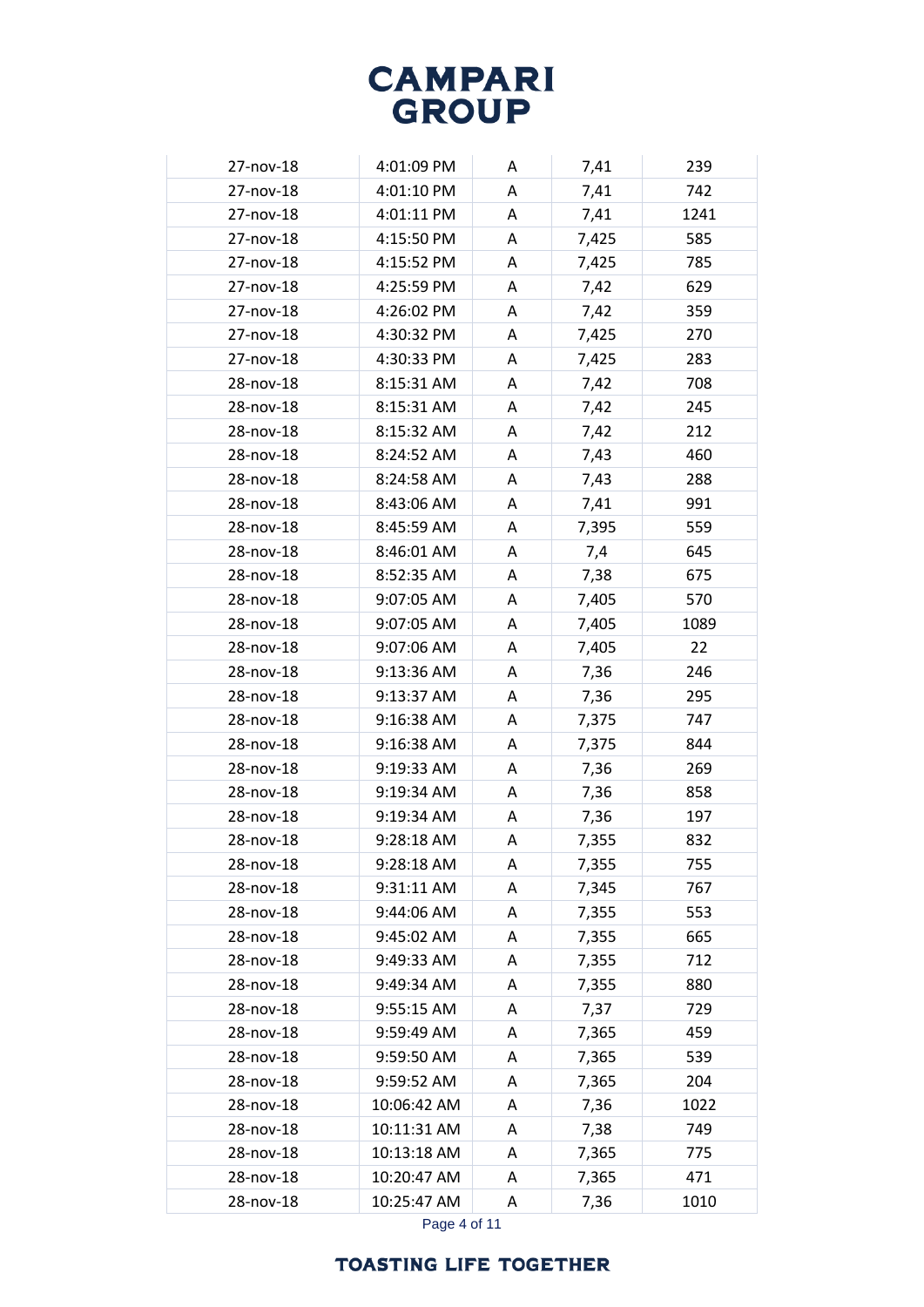| | | | | |
|---|---|---|---|---|
| 27-nov-18 | 4:01:09 PM | A | 7,41 | 239 |
| 27-nov-18 | 4:01:10 PM | A | 7,41 | 742 |
| 27-nov-18 | 4:01:11 PM | A | 7,41 | 1241 |
| 27-nov-18 | 4:15:50 PM | A | 7,425 | 585 |
| 27-nov-18 | 4:15:52 PM | A | 7,425 | 785 |
| 27-nov-18 | 4:25:59 PM | A | 7,42 | 629 |
| 27-nov-18 | 4:26:02 PM | A | 7,42 | 359 |
| 27-nov-18 | 4:30:32 PM | A | 7,425 | 270 |
| 27-nov-18 | 4:30:33 PM | A | 7,425 | 283 |
| 28-nov-18 | 8:15:31 AM | A | 7,42 | 708 |
| 28-nov-18 | 8:15:31 AM | A | 7,42 | 245 |
| 28-nov-18 | 8:15:32 AM | A | 7,42 | 212 |
| 28-nov-18 | 8:24:52 AM | A | 7,43 | 460 |
| 28-nov-18 | 8:24:58 AM | A | 7,43 | 288 |
| 28-nov-18 | 8:43:06 AM | A | 7,41 | 991 |
| 28-nov-18 | 8:45:59 AM | A | 7,395 | 559 |
| 28-nov-18 | 8:46:01 AM | A | 7,4 | 645 |
| 28-nov-18 | 8:52:35 AM | A | 7,38 | 675 |
| 28-nov-18 | 9:07:05 AM | A | 7,405 | 570 |
| 28-nov-18 | 9:07:05 AM | A | 7,405 | 1089 |
| 28-nov-18 | 9:07:06 AM | A | 7,405 | 22 |
| 28-nov-18 | 9:13:36 AM | A | 7,36 | 246 |
| 28-nov-18 | 9:13:37 AM | A | 7,36 | 295 |
| 28-nov-18 | 9:16:38 AM | A | 7,375 | 747 |
| 28-nov-18 | 9:16:38 AM | A | 7,375 | 844 |
| 28-nov-18 | 9:19:33 AM | A | 7,36 | 269 |
| 28-nov-18 | 9:19:34 AM | A | 7,36 | 858 |
| 28-nov-18 | 9:19:34 AM | A | 7,36 | 197 |
| 28-nov-18 | 9:28:18 AM | A | 7,355 | 832 |
| 28-nov-18 | 9:28:18 AM | A | 7,355 | 755 |
| 28-nov-18 | 9:31:11 AM | A | 7,345 | 767 |
| 28-nov-18 | 9:44:06 AM | A | 7,355 | 553 |
| 28-nov-18 | 9:45:02 AM | A | 7,355 | 665 |
| 28-nov-18 | 9:49:33 AM | A | 7,355 | 712 |
| 28-nov-18 | 9:49:34 AM | A | 7,355 | 880 |
| 28-nov-18 | 9:55:15 AM | A | 7,37 | 729 |
| 28-nov-18 | 9:59:49 AM | A | 7,365 | 459 |
| 28-nov-18 | 9:59:50 AM | A | 7,365 | 539 |
| 28-nov-18 | 9:59:52 AM | A | 7,365 | 204 |
| 28-nov-18 | 10:06:42 AM | A | 7,36 | 1022 |
| 28-nov-18 | 10:11:31 AM | A | 7,38 | 749 |
| 28-nov-18 | 10:13:18 AM | A | 7,365 | 775 |
| 28-nov-18 | 10:20:47 AM | A | 7,365 | 471 |
| 28-nov-18 | 10:25:47 AM | A | 7,36 | 1010 |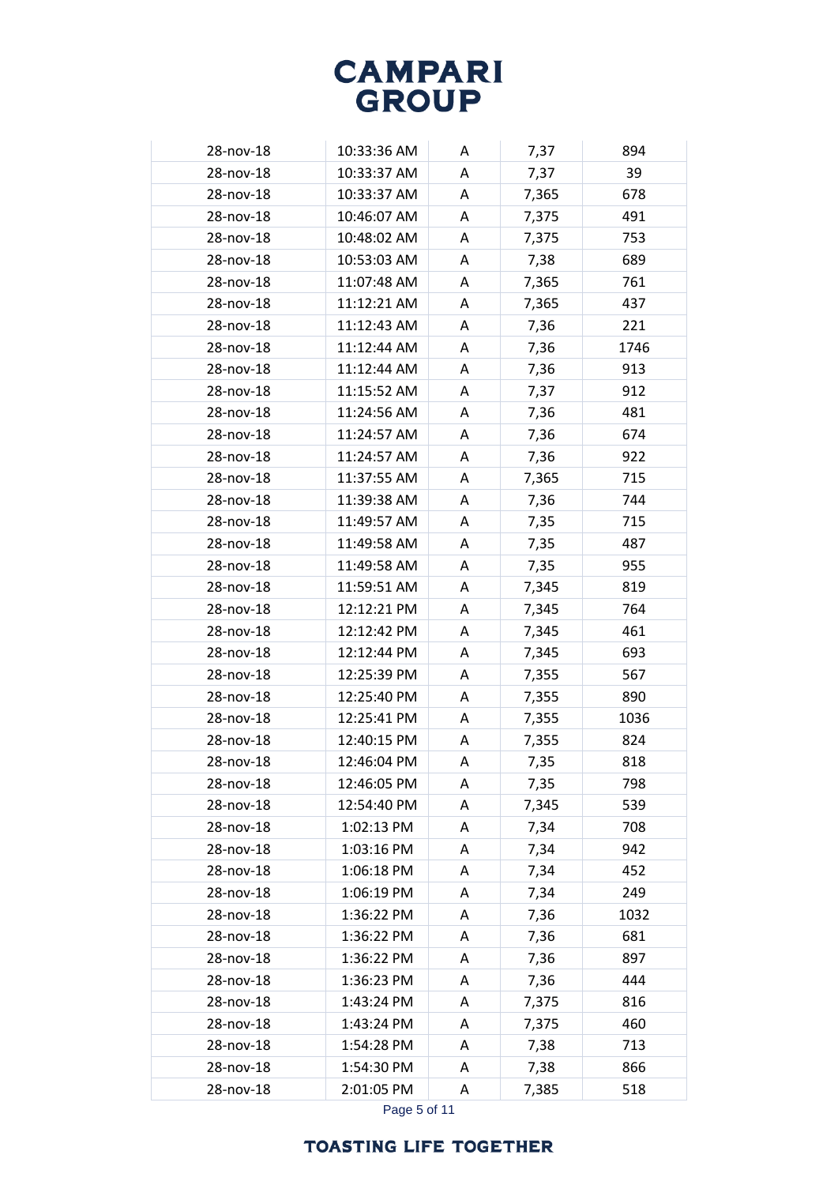| | | | | |
|---|---|---|---|---|
| 28-nov-18 | 10:33:36 AM | A | 7,37 | 894 |
| 28-nov-18 | 10:33:37 AM | A | 7,37 | 39 |
| 28-nov-18 | 10:33:37 AM | A | 7,365 | 678 |
| 28-nov-18 | 10:46:07 AM | A | 7,375 | 491 |
| 28-nov-18 | 10:48:02 AM | A | 7,375 | 753 |
| 28-nov-18 | 10:53:03 AM | A | 7,38 | 689 |
| 28-nov-18 | 11:07:48 AM | A | 7,365 | 761 |
| 28-nov-18 | 11:12:21 AM | A | 7,365 | 437 |
| 28-nov-18 | 11:12:43 AM | A | 7,36 | 221 |
| 28-nov-18 | 11:12:44 AM | A | 7,36 | 1746 |
| 28-nov-18 | 11:12:44 AM | A | 7,36 | 913 |
| 28-nov-18 | 11:15:52 AM | A | 7,37 | 912 |
| 28-nov-18 | 11:24:56 AM | A | 7,36 | 481 |
| 28-nov-18 | 11:24:57 AM | A | 7,36 | 674 |
| 28-nov-18 | 11:24:57 AM | A | 7,36 | 922 |
| 28-nov-18 | 11:37:55 AM | A | 7,365 | 715 |
| 28-nov-18 | 11:39:38 AM | A | 7,36 | 744 |
| 28-nov-18 | 11:49:57 AM | A | 7,35 | 715 |
| 28-nov-18 | 11:49:58 AM | A | 7,35 | 487 |
| 28-nov-18 | 11:49:58 AM | A | 7,35 | 955 |
| 28-nov-18 | 11:59:51 AM | A | 7,345 | 819 |
| 28-nov-18 | 12:12:21 PM | A | 7,345 | 764 |
| 28-nov-18 | 12:12:42 PM | A | 7,345 | 461 |
| 28-nov-18 | 12:12:44 PM | A | 7,345 | 693 |
| 28-nov-18 | 12:25:39 PM | A | 7,355 | 567 |
| 28-nov-18 | 12:25:40 PM | A | 7,355 | 890 |
| 28-nov-18 | 12:25:41 PM | A | 7,355 | 1036 |
| 28-nov-18 | 12:40:15 PM | A | 7,355 | 824 |
| 28-nov-18 | 12:46:04 PM | A | 7,35 | 818 |
| 28-nov-18 | 12:46:05 PM | A | 7,35 | 798 |
| 28-nov-18 | 12:54:40 PM | A | 7,345 | 539 |
| 28-nov-18 | 1:02:13 PM | A | 7,34 | 708 |
| 28-nov-18 | 1:03:16 PM | A | 7,34 | 942 |
| 28-nov-18 | 1:06:18 PM | A | 7,34 | 452 |
| 28-nov-18 | 1:06:19 PM | A | 7,34 | 249 |
| 28-nov-18 | 1:36:22 PM | A | 7,36 | 1032 |
| 28-nov-18 | 1:36:22 PM | A | 7,36 | 681 |
| 28-nov-18 | 1:36:22 PM | A | 7,36 | 897 |
| 28-nov-18 | 1:36:23 PM | A | 7,36 | 444 |
| 28-nov-18 | 1:43:24 PM | A | 7,375 | 816 |
| 28-nov-18 | 1:43:24 PM | A | 7,375 | 460 |
| 28-nov-18 | 1:54:28 PM | A | 7,38 | 713 |
| 28-nov-18 | 1:54:30 PM | A | 7,38 | 866 |
| 28-nov-18 | 2:01:05 PM | A | 7,385 | 518 |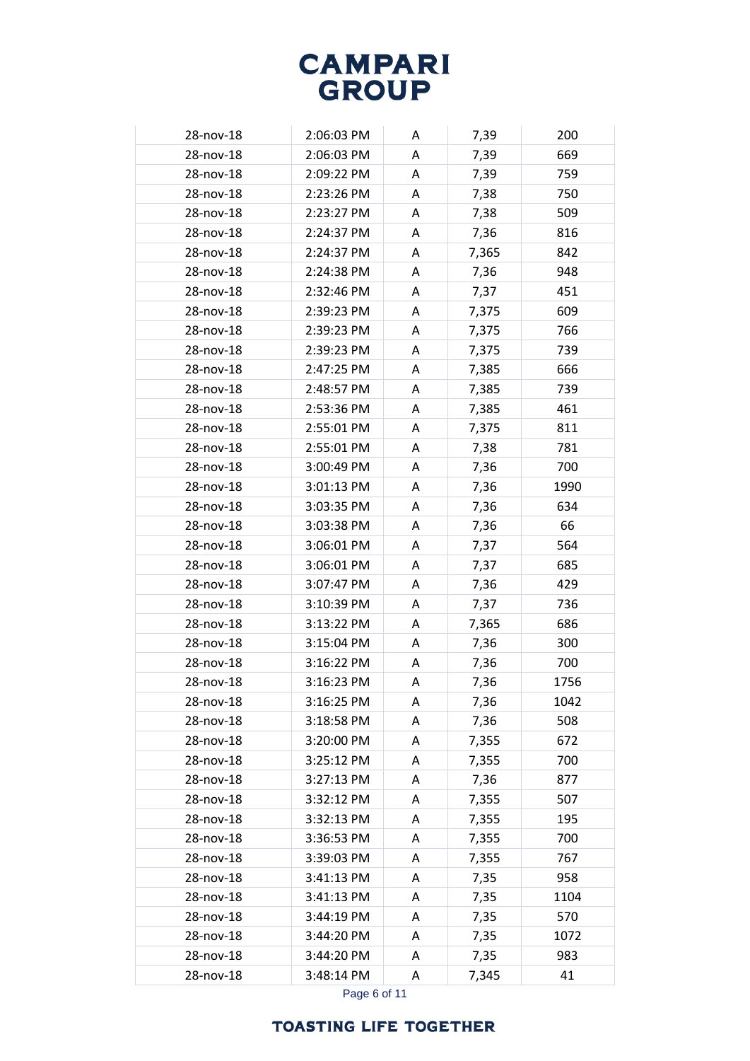| | | | | |
|---|---|---|---|---|
| 28-nov-18 | 2:06:03 PM | A | 7,39 | 200 |
| 28-nov-18 | 2:06:03 PM | A | 7,39 | 669 |
| 28-nov-18 | 2:09:22 PM | A | 7,39 | 759 |
| 28-nov-18 | 2:23:26 PM | A | 7,38 | 750 |
| 28-nov-18 | 2:23:27 PM | A | 7,38 | 509 |
| 28-nov-18 | 2:24:37 PM | A | 7,36 | 816 |
| 28-nov-18 | 2:24:37 PM | A | 7,365 | 842 |
| 28-nov-18 | 2:24:38 PM | A | 7,36 | 948 |
| 28-nov-18 | 2:32:46 PM | A | 7,37 | 451 |
| 28-nov-18 | 2:39:23 PM | A | 7,375 | 609 |
| 28-nov-18 | 2:39:23 PM | A | 7,375 | 766 |
| 28-nov-18 | 2:39:23 PM | A | 7,375 | 739 |
| 28-nov-18 | 2:47:25 PM | A | 7,385 | 666 |
| 28-nov-18 | 2:48:57 PM | A | 7,385 | 739 |
| 28-nov-18 | 2:53:36 PM | A | 7,385 | 461 |
| 28-nov-18 | 2:55:01 PM | A | 7,375 | 811 |
| 28-nov-18 | 2:55:01 PM | A | 7,38 | 781 |
| 28-nov-18 | 3:00:49 PM | A | 7,36 | 700 |
| 28-nov-18 | 3:01:13 PM | A | 7,36 | 1990 |
| 28-nov-18 | 3:03:35 PM | A | 7,36 | 634 |
| 28-nov-18 | 3:03:38 PM | A | 7,36 | 66 |
| 28-nov-18 | 3:06:01 PM | A | 7,37 | 564 |
| 28-nov-18 | 3:06:01 PM | A | 7,37 | 685 |
| 28-nov-18 | 3:07:47 PM | A | 7,36 | 429 |
| 28-nov-18 | 3:10:39 PM | A | 7,37 | 736 |
| 28-nov-18 | 3:13:22 PM | A | 7,365 | 686 |
| 28-nov-18 | 3:15:04 PM | A | 7,36 | 300 |
| 28-nov-18 | 3:16:22 PM | A | 7,36 | 700 |
| 28-nov-18 | 3:16:23 PM | A | 7,36 | 1756 |
| 28-nov-18 | 3:16:25 PM | A | 7,36 | 1042 |
| 28-nov-18 | 3:18:58 PM | A | 7,36 | 508 |
| 28-nov-18 | 3:20:00 PM | A | 7,355 | 672 |
| 28-nov-18 | 3:25:12 PM | A | 7,355 | 700 |
| 28-nov-18 | 3:27:13 PM | A | 7,36 | 877 |
| 28-nov-18 | 3:32:12 PM | A | 7,355 | 507 |
| 28-nov-18 | 3:32:13 PM | A | 7,355 | 195 |
| 28-nov-18 | 3:36:53 PM | A | 7,355 | 700 |
| 28-nov-18 | 3:39:03 PM | A | 7,355 | 767 |
| 28-nov-18 | 3:41:13 PM | A | 7,35 | 958 |
| 28-nov-18 | 3:41:13 PM | A | 7,35 | 1104 |
| 28-nov-18 | 3:44:19 PM | A | 7,35 | 570 |
| 28-nov-18 | 3:44:20 PM | A | 7,35 | 1072 |
| 28-nov-18 | 3:44:20 PM | A | 7,35 | 983 |
| 28-nov-18 | 3:48:14 PM | A | 7,345 | 41 |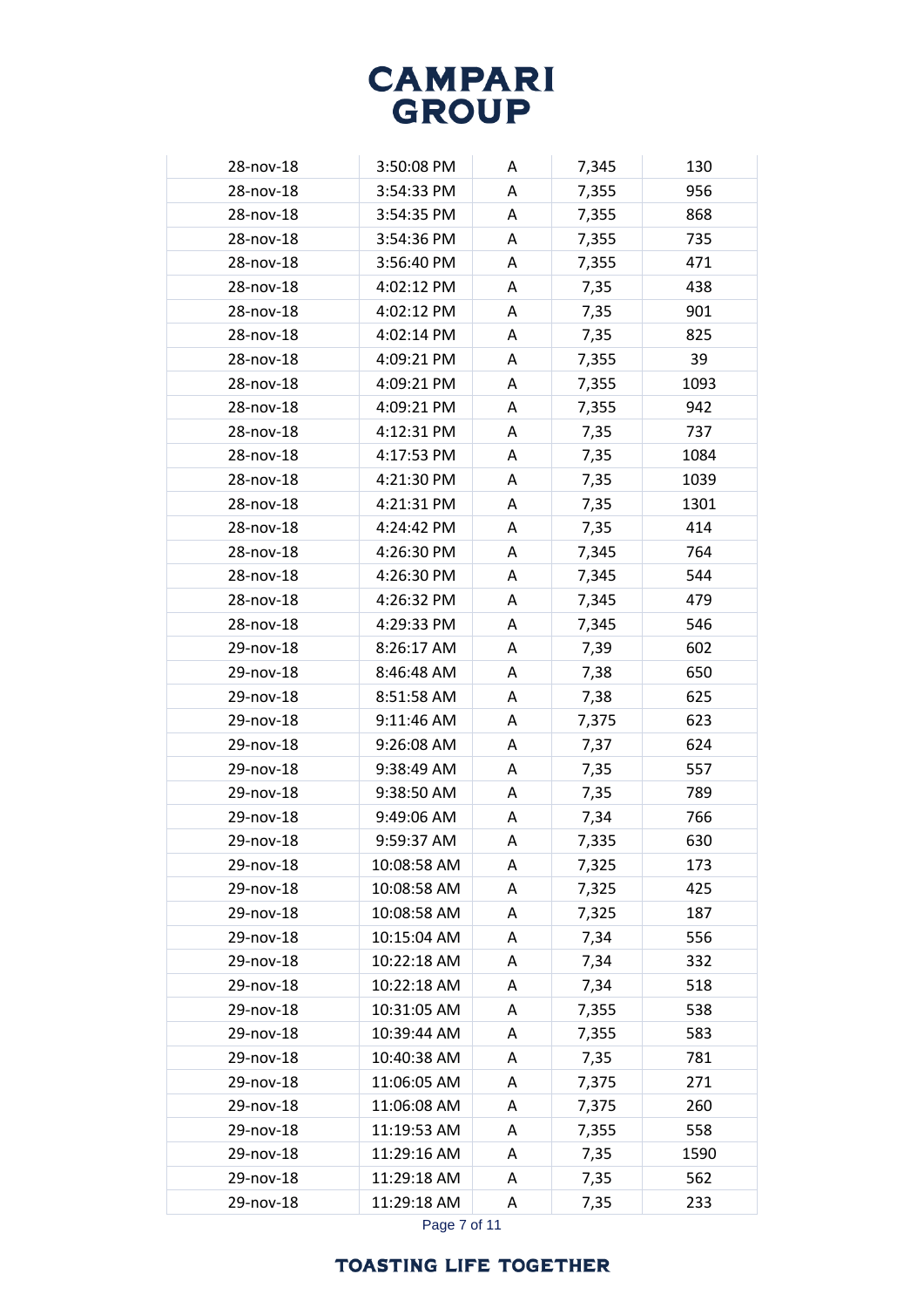# CAMPARI GROUP

| | | | | |
|---|---|---|---|---|
| 28-nov-18 | 3:50:08 PM | A | 7,345 | 130 |
| 28-nov-18 | 3:54:33 PM | A | 7,355 | 956 |
| 28-nov-18 | 3:54:35 PM | A | 7,355 | 868 |
| 28-nov-18 | 3:54:36 PM | A | 7,355 | 735 |
| 28-nov-18 | 3:56:40 PM | A | 7,355 | 471 |
| 28-nov-18 | 4:02:12 PM | A | 7,35 | 438 |
| 28-nov-18 | 4:02:12 PM | A | 7,35 | 901 |
| 28-nov-18 | 4:02:14 PM | A | 7,35 | 825 |
| 28-nov-18 | 4:09:21 PM | A | 7,355 | 39 |
| 28-nov-18 | 4:09:21 PM | A | 7,355 | 1093 |
| 28-nov-18 | 4:09:21 PM | A | 7,355 | 942 |
| 28-nov-18 | 4:12:31 PM | A | 7,35 | 737 |
| 28-nov-18 | 4:17:53 PM | A | 7,35 | 1084 |
| 28-nov-18 | 4:21:30 PM | A | 7,35 | 1039 |
| 28-nov-18 | 4:21:31 PM | A | 7,35 | 1301 |
| 28-nov-18 | 4:24:42 PM | A | 7,35 | 414 |
| 28-nov-18 | 4:26:30 PM | A | 7,345 | 764 |
| 28-nov-18 | 4:26:30 PM | A | 7,345 | 544 |
| 28-nov-18 | 4:26:32 PM | A | 7,345 | 479 |
| 28-nov-18 | 4:29:33 PM | A | 7,345 | 546 |
| 29-nov-18 | 8:26:17 AM | A | 7,39 | 602 |
| 29-nov-18 | 8:46:48 AM | A | 7,38 | 650 |
| 29-nov-18 | 8:51:58 AM | A | 7,38 | 625 |
| 29-nov-18 | 9:11:46 AM | A | 7,375 | 623 |
| 29-nov-18 | 9:26:08 AM | A | 7,37 | 624 |
| 29-nov-18 | 9:38:49 AM | A | 7,35 | 557 |
| 29-nov-18 | 9:38:50 AM | A | 7,35 | 789 |
| 29-nov-18 | 9:49:06 AM | A | 7,34 | 766 |
| 29-nov-18 | 9:59:37 AM | A | 7,335 | 630 |
| 29-nov-18 | 10:08:58 AM | A | 7,325 | 173 |
| 29-nov-18 | 10:08:58 AM | A | 7,325 | 425 |
| 29-nov-18 | 10:08:58 AM | A | 7,325 | 187 |
| 29-nov-18 | 10:15:04 AM | A | 7,34 | 556 |
| 29-nov-18 | 10:22:18 AM | A | 7,34 | 332 |
| 29-nov-18 | 10:22:18 AM | A | 7,34 | 518 |
| 29-nov-18 | 10:31:05 AM | A | 7,355 | 538 |
| 29-nov-18 | 10:39:44 AM | A | 7,355 | 583 |
| 29-nov-18 | 10:40:38 AM | A | 7,35 | 781 |
| 29-nov-18 | 11:06:05 AM | A | 7,375 | 271 |
| 29-nov-18 | 11:06:08 AM | A | 7,375 | 260 |
| 29-nov-18 | 11:19:53 AM | A | 7,355 | 558 |
| 29-nov-18 | 11:29:16 AM | A | 7,35 | 1590 |
| 29-nov-18 | 11:29:18 AM | A | 7,35 | 562 |
| 29-nov-18 | 11:29:18 AM | A | 7,35 | 233 |

TOASTING LIFE TOGETHER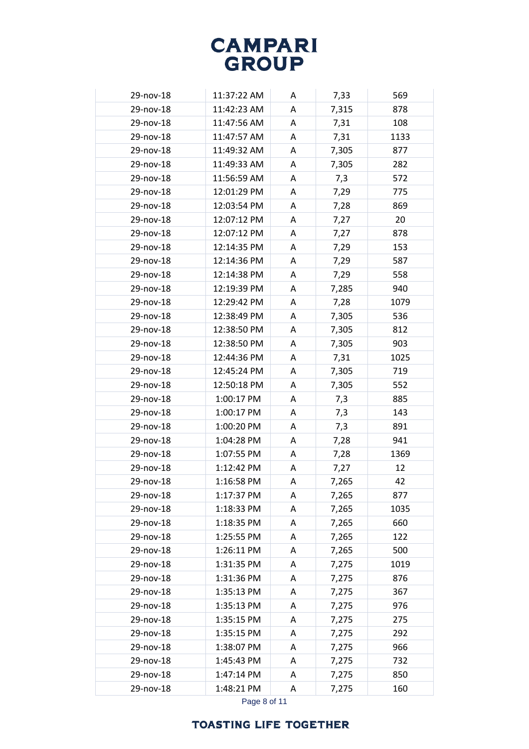| | | | | |
|---|---|---|---|---|
| 29-nov-18 | 11:37:22 AM | A | 7,33 | 569 |
| 29-nov-18 | 11:42:23 AM | A | 7,315 | 878 |
| 29-nov-18 | 11:47:56 AM | A | 7,31 | 108 |
| 29-nov-18 | 11:47:57 AM | A | 7,31 | 1133 |
| 29-nov-18 | 11:49:32 AM | A | 7,305 | 877 |
| 29-nov-18 | 11:49:33 AM | A | 7,305 | 282 |
| 29-nov-18 | 11:56:59 AM | A | 7,3 | 572 |
| 29-nov-18 | 12:01:29 PM | A | 7,29 | 775 |
| 29-nov-18 | 12:03:54 PM | A | 7,28 | 869 |
| 29-nov-18 | 12:07:12 PM | A | 7,27 | 20 |
| 29-nov-18 | 12:07:12 PM | A | 7,27 | 878 |
| 29-nov-18 | 12:14:35 PM | A | 7,29 | 153 |
| 29-nov-18 | 12:14:36 PM | A | 7,29 | 587 |
| 29-nov-18 | 12:14:38 PM | A | 7,29 | 558 |
| 29-nov-18 | 12:19:39 PM | A | 7,285 | 940 |
| 29-nov-18 | 12:29:42 PM | A | 7,28 | 1079 |
| 29-nov-18 | 12:38:49 PM | A | 7,305 | 536 |
| 29-nov-18 | 12:38:50 PM | A | 7,305 | 812 |
| 29-nov-18 | 12:38:50 PM | A | 7,305 | 903 |
| 29-nov-18 | 12:44:36 PM | A | 7,31 | 1025 |
| 29-nov-18 | 12:45:24 PM | A | 7,305 | 719 |
| 29-nov-18 | 12:50:18 PM | A | 7,305 | 552 |
| 29-nov-18 | 1:00:17 PM | A | 7,3 | 885 |
| 29-nov-18 | 1:00:17 PM | A | 7,3 | 143 |
| 29-nov-18 | 1:00:20 PM | A | 7,3 | 891 |
| 29-nov-18 | 1:04:28 PM | A | 7,28 | 941 |
| 29-nov-18 | 1:07:55 PM | A | 7,28 | 1369 |
| 29-nov-18 | 1:12:42 PM | A | 7,27 | 12 |
| 29-nov-18 | 1:16:58 PM | A | 7,265 | 42 |
| 29-nov-18 | 1:17:37 PM | A | 7,265 | 877 |
| 29-nov-18 | 1:18:33 PM | A | 7,265 | 1035 |
| 29-nov-18 | 1:18:35 PM | A | 7,265 | 660 |
| 29-nov-18 | 1:25:55 PM | A | 7,265 | 122 |
| 29-nov-18 | 1:26:11 PM | A | 7,265 | 500 |
| 29-nov-18 | 1:31:35 PM | A | 7,275 | 1019 |
| 29-nov-18 | 1:31:36 PM | A | 7,275 | 876 |
| 29-nov-18 | 1:35:13 PM | A | 7,275 | 367 |
| 29-nov-18 | 1:35:13 PM | A | 7,275 | 976 |
| 29-nov-18 | 1:35:15 PM | A | 7,275 | 275 |
| 29-nov-18 | 1:35:15 PM | A | 7,275 | 292 |
| 29-nov-18 | 1:38:07 PM | A | 7,275 | 966 |
| 29-nov-18 | 1:45:43 PM | A | 7,275 | 732 |
| 29-nov-18 | 1:47:14 PM | A | 7,275 | 850 |
| 29-nov-18 | 1:48:21 PM | A | 7,275 | 160 |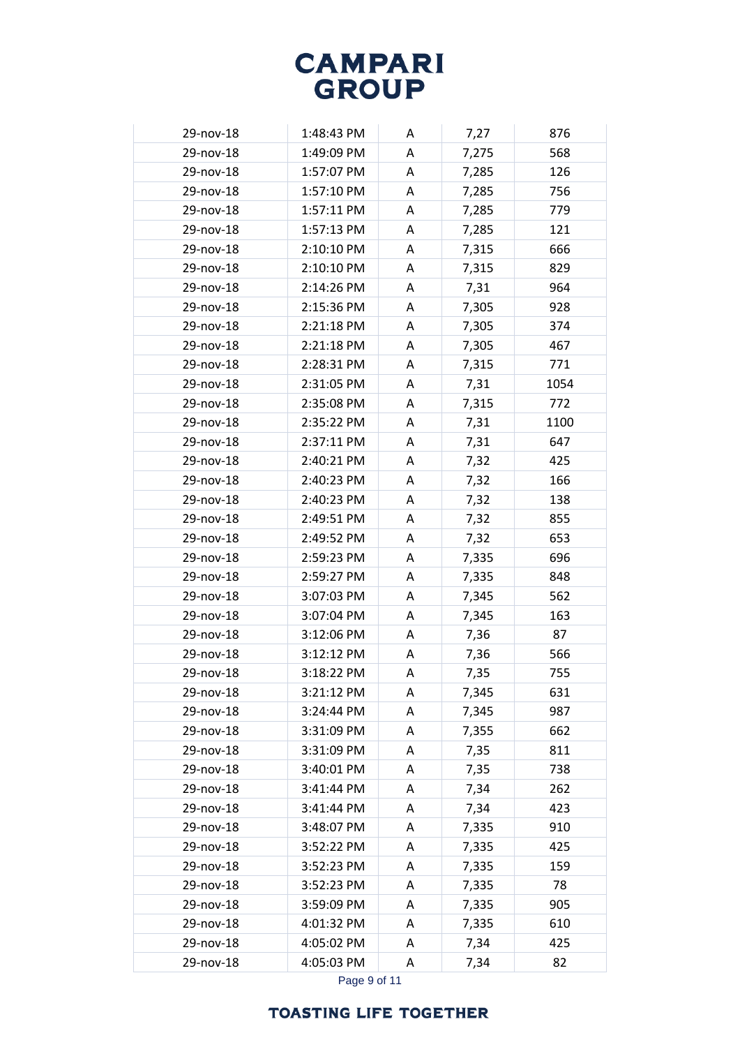| | | | | |
|---|---|---|---|---|
| 29-nov-18 | 1:48:43 PM | A | 7,27 | 876 |
| 29-nov-18 | 1:49:09 PM | A | 7,275 | 568 |
| 29-nov-18 | 1:57:07 PM | A | 7,285 | 126 |
| 29-nov-18 | 1:57:10 PM | A | 7,285 | 756 |
| 29-nov-18 | 1:57:11 PM | A | 7,285 | 779 |
| 29-nov-18 | 1:57:13 PM | A | 7,285 | 121 |
| 29-nov-18 | 2:10:10 PM | A | 7,315 | 666 |
| 29-nov-18 | 2:10:10 PM | A | 7,315 | 829 |
| 29-nov-18 | 2:14:26 PM | A | 7,31 | 964 |
| 29-nov-18 | 2:15:36 PM | A | 7,305 | 928 |
| 29-nov-18 | 2:21:18 PM | A | 7,305 | 374 |
| 29-nov-18 | 2:21:18 PM | A | 7,305 | 467 |
| 29-nov-18 | 2:28:31 PM | A | 7,315 | 771 |
| 29-nov-18 | 2:31:05 PM | A | 7,31 | 1054 |
| 29-nov-18 | 2:35:08 PM | A | 7,315 | 772 |
| 29-nov-18 | 2:35:22 PM | A | 7,31 | 1100 |
| 29-nov-18 | 2:37:11 PM | A | 7,31 | 647 |
| 29-nov-18 | 2:40:21 PM | A | 7,32 | 425 |
| 29-nov-18 | 2:40:23 PM | A | 7,32 | 166 |
| 29-nov-18 | 2:40:23 PM | A | 7,32 | 138 |
| 29-nov-18 | 2:49:51 PM | A | 7,32 | 855 |
| 29-nov-18 | 2:49:52 PM | A | 7,32 | 653 |
| 29-nov-18 | 2:59:23 PM | A | 7,335 | 696 |
| 29-nov-18 | 2:59:27 PM | A | 7,335 | 848 |
| 29-nov-18 | 3:07:03 PM | A | 7,345 | 562 |
| 29-nov-18 | 3:07:04 PM | A | 7,345 | 163 |
| 29-nov-18 | 3:12:06 PM | A | 7,36 | 87 |
| 29-nov-18 | 3:12:12 PM | A | 7,36 | 566 |
| 29-nov-18 | 3:18:22 PM | A | 7,35 | 755 |
| 29-nov-18 | 3:21:12 PM | A | 7,345 | 631 |
| 29-nov-18 | 3:24:44 PM | A | 7,345 | 987 |
| 29-nov-18 | 3:31:09 PM | A | 7,355 | 662 |
| 29-nov-18 | 3:31:09 PM | A | 7,35 | 811 |
| 29-nov-18 | 3:40:01 PM | A | 7,35 | 738 |
| 29-nov-18 | 3:41:44 PM | A | 7,34 | 262 |
| 29-nov-18 | 3:41:44 PM | A | 7,34 | 423 |
| 29-nov-18 | 3:48:07 PM | A | 7,335 | 910 |
| 29-nov-18 | 3:52:22 PM | A | 7,335 | 425 |
| 29-nov-18 | 3:52:23 PM | A | 7,335 | 159 |
| 29-nov-18 | 3:52:23 PM | A | 7,335 | 78 |
| 29-nov-18 | 3:59:09 PM | A | 7,335 | 905 |
| 29-nov-18 | 4:01:32 PM | A | 7,335 | 610 |
| 29-nov-18 | 4:05:02 PM | A | 7,34 | 425 |
| 29-nov-18 | 4:05:03 PM | A | 7,34 | 82 |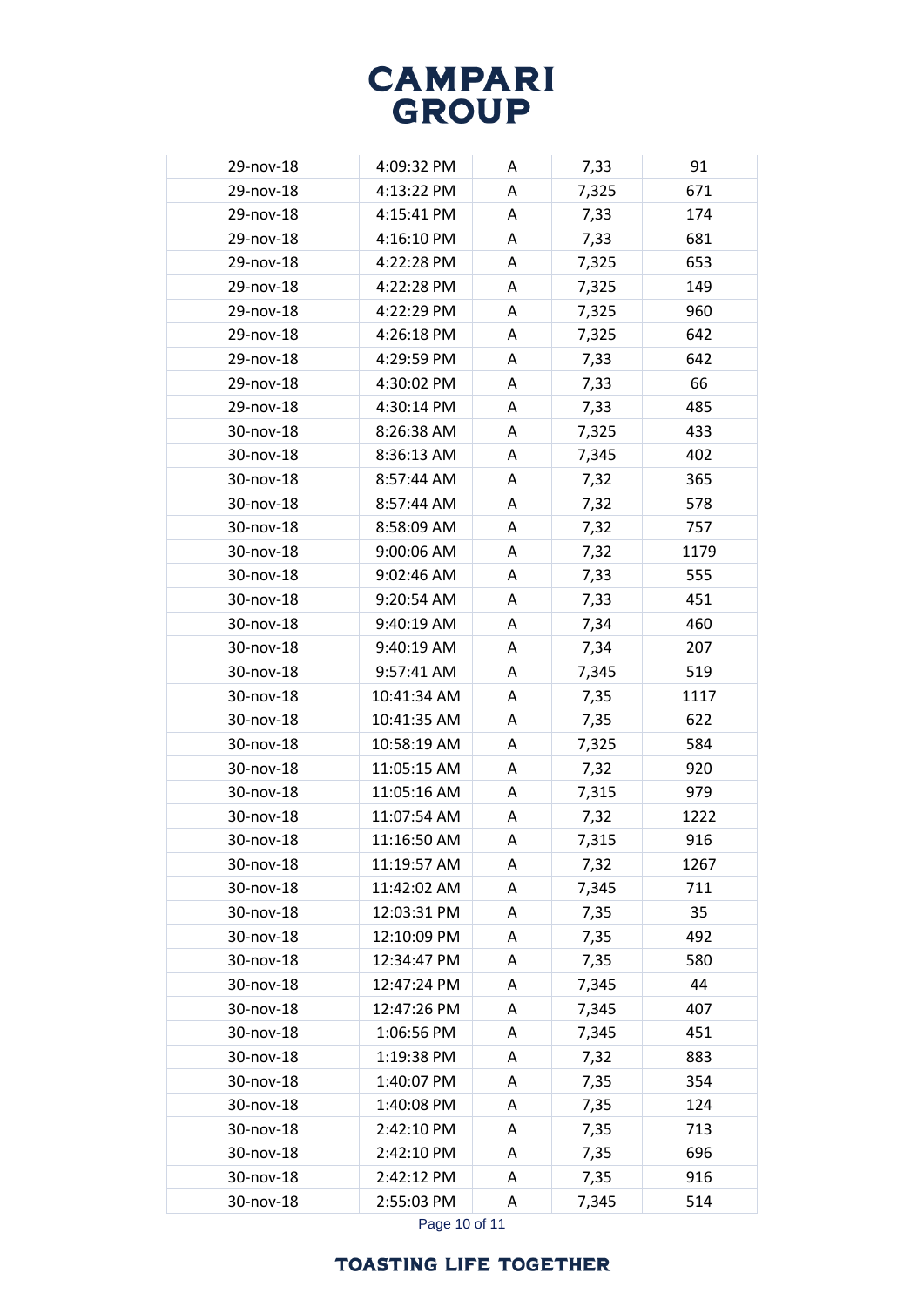| | | | | |
|---|---|---|---|---|
| 29-nov-18 | 4:09:32 PM | A | 7,33 | 91 |
| 29-nov-18 | 4:13:22 PM | A | 7,325 | 671 |
| 29-nov-18 | 4:15:41 PM | A | 7,33 | 174 |
| 29-nov-18 | 4:16:10 PM | A | 7,33 | 681 |
| 29-nov-18 | 4:22:28 PM | A | 7,325 | 653 |
| 29-nov-18 | 4:22:28 PM | A | 7,325 | 149 |
| 29-nov-18 | 4:22:29 PM | A | 7,325 | 960 |
| 29-nov-18 | 4:26:18 PM | A | 7,325 | 642 |
| 29-nov-18 | 4:29:59 PM | A | 7,33 | 642 |
| 29-nov-18 | 4:30:02 PM | A | 7,33 | 66 |
| 29-nov-18 | 4:30:14 PM | A | 7,33 | 485 |
| 30-nov-18 | 8:26:38 AM | A | 7,325 | 433 |
| 30-nov-18 | 8:36:13 AM | A | 7,345 | 402 |
| 30-nov-18 | 8:57:44 AM | A | 7,32 | 365 |
| 30-nov-18 | 8:57:44 AM | A | 7,32 | 578 |
| 30-nov-18 | 8:58:09 AM | A | 7,32 | 757 |
| 30-nov-18 | 9:00:06 AM | A | 7,32 | 1179 |
| 30-nov-18 | 9:02:46 AM | A | 7,33 | 555 |
| 30-nov-18 | 9:20:54 AM | A | 7,33 | 451 |
| 30-nov-18 | 9:40:19 AM | A | 7,34 | 460 |
| 30-nov-18 | 9:40:19 AM | A | 7,34 | 207 |
| 30-nov-18 | 9:57:41 AM | A | 7,345 | 519 |
| 30-nov-18 | 10:41:34 AM | A | 7,35 | 1117 |
| 30-nov-18 | 10:41:35 AM | A | 7,35 | 622 |
| 30-nov-18 | 10:58:19 AM | A | 7,325 | 584 |
| 30-nov-18 | 11:05:15 AM | A | 7,32 | 920 |
| 30-nov-18 | 11:05:16 AM | A | 7,315 | 979 |
| 30-nov-18 | 11:07:54 AM | A | 7,32 | 1222 |
| 30-nov-18 | 11:16:50 AM | A | 7,315 | 916 |
| 30-nov-18 | 11:19:57 AM | A | 7,32 | 1267 |
| 30-nov-18 | 11:42:02 AM | A | 7,345 | 711 |
| 30-nov-18 | 12:03:31 PM | A | 7,35 | 35 |
| 30-nov-18 | 12:10:09 PM | A | 7,35 | 492 |
| 30-nov-18 | 12:34:47 PM | A | 7,35 | 580 |
| 30-nov-18 | 12:47:24 PM | A | 7,345 | 44 |
| 30-nov-18 | 12:47:26 PM | A | 7,345 | 407 |
| 30-nov-18 | 1:06:56 PM | A | 7,345 | 451 |
| 30-nov-18 | 1:19:38 PM | A | 7,32 | 883 |
| 30-nov-18 | 1:40:07 PM | A | 7,35 | 354 |
| 30-nov-18 | 1:40:08 PM | A | 7,35 | 124 |
| 30-nov-18 | 2:42:10 PM | A | 7,35 | 713 |
| 30-nov-18 | 2:42:10 PM | A | 7,35 | 696 |
| 30-nov-18 | 2:42:12 PM | A | 7,35 | 916 |
| 30-nov-18 | 2:55:03 PM | A | 7,345 | 514 |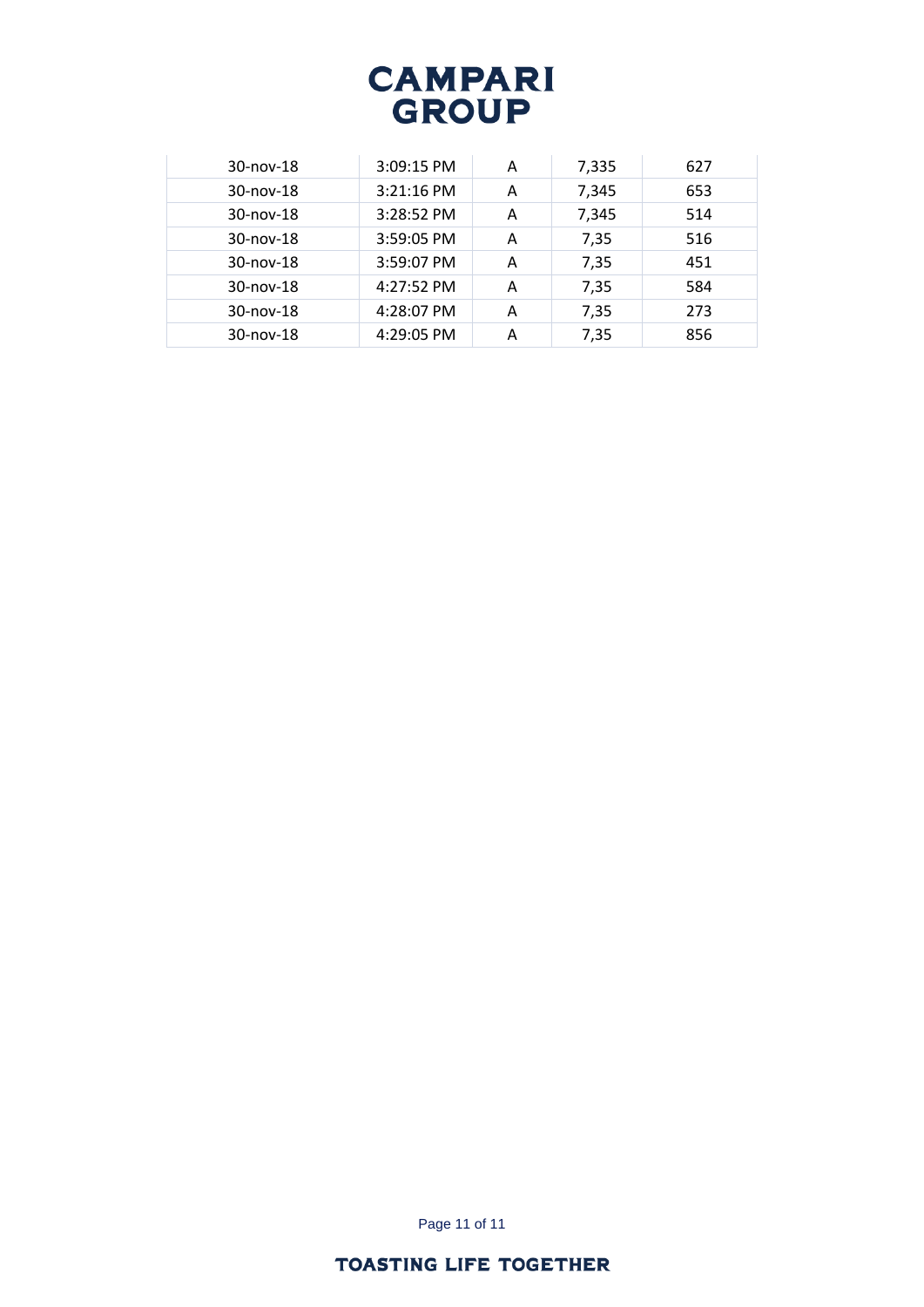| | | | | |
|---|---|---|---|---|
| 30-nov-18 | 3:09:15 PM | A | 7,335 | 627 |
| 30-nov-18 | 3:21:16 PM | A | 7,345 | 653 |
| 30-nov-18 | 3:28:52 PM | A | 7,345 | 514 |
| 30-nov-18 | 3:59:05 PM | A | 7,35 | 516 |
| 30-nov-18 | 3:59:07 PM | A | 7,35 | 451 |
| 30-nov-18 | 4:27:52 PM | A | 7,35 | 584 |
| 30-nov-18 | 4:28:07 PM | A | 7,35 | 273 |
| 30-nov-18 | 4:29:05 PM | A | 7,35 | 856 |